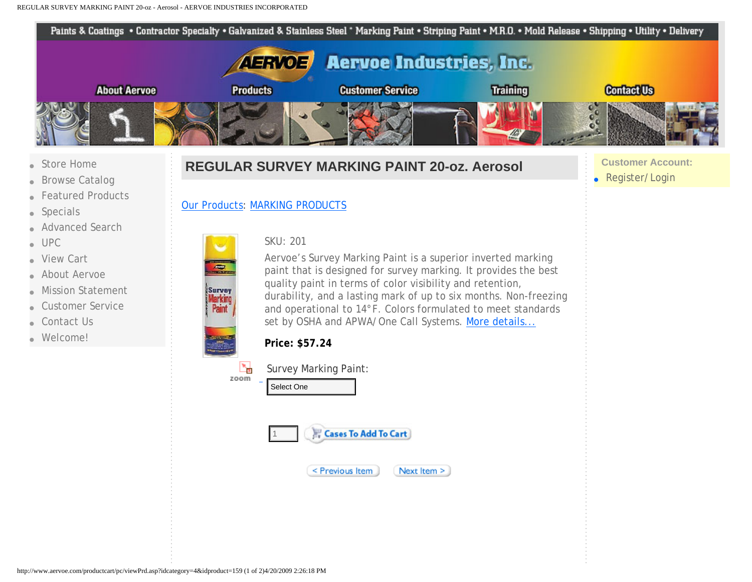Paints & Coatings • Contractor Specialty • Galvanized & Stainless Steel • Marking Paint • Striping Paint • M.R.O. • Mold Release • Shipping • Utility • Delivery

Aervoe Industries, Inc.

About Aervoe | Products | Customer Service | Training | Contact Us

- Store Home
- Browse Catalog
- Featured Products
- Specials
- Advanced Search
- UPC
- View Cart
- About Aervoe
- Mission Statement
- Customer Service
- Contact Us
- Welcome!

# REGULAR SURVEY MARKING PAINT 20-oz. Aerosol

Our Products: MARKING PRODUCTS

SKU: 201

Aervoe's Survey Marking Paint is a superior inverted marking paint that is designed for survey marking. It provides the best quality paint in terms of color visibility and retention, durability, and a lasting mark of up to six months. Non-freezing and operational to 14°F. Colors formulated to meet standards set by OSHA and APWA/One Call Systems. More details...

**Price: $57.24**

zoom

Survey Marking Paint:

Select One

1 Cases To Add To Cart

< Previous Item   Next Item >

**Customer Account:**

- Register/Login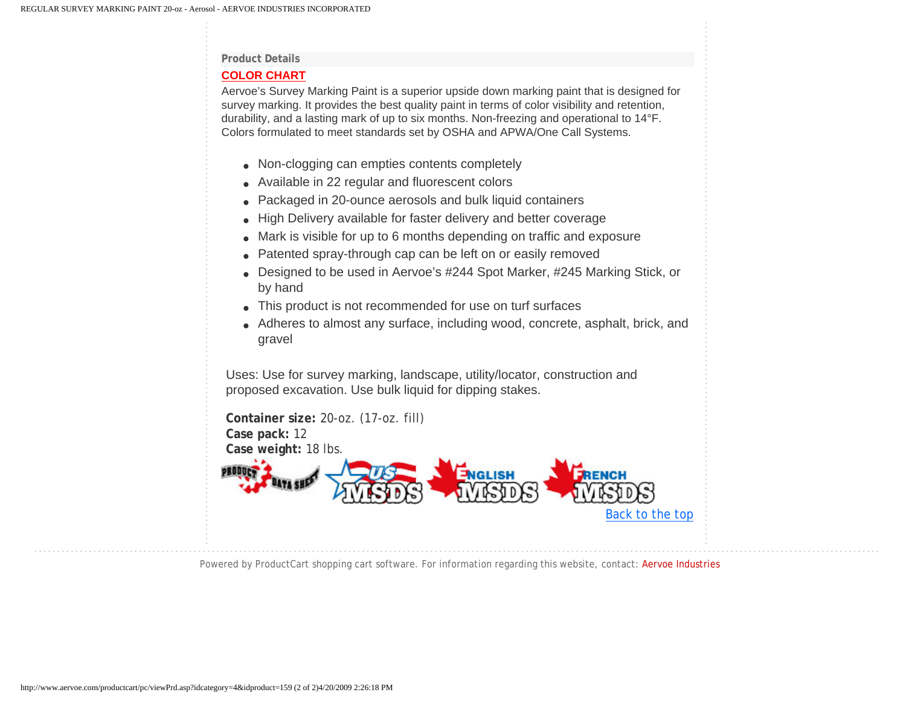**Product Details**

**COLOR CHART**

Aervoe's Survey Marking Paint is a superior upside down marking paint that is designed for survey marking. It provides the best quality paint in terms of color visibility and retention, durability, and a lasting mark of up to six months. Non-freezing and operational to 14°F. Colors formulated to meet standards set by OSHA and APWA/One Call Systems.

- Non-clogging can empties contents completely
- Available in 22 regular and fluorescent colors
- Packaged in 20-ounce aerosols and bulk liquid containers
- High Delivery available for faster delivery and better coverage
- Mark is visible for up to 6 months depending on traffic and exposure
- Patented spray-through cap can be left on or easily removed
- Designed to be used in Aervoe's #244 Spot Marker, #245 Marking Stick, or by hand
- This product is not recommended for use on turf surfaces
- Adheres to almost any surface, including wood, concrete, asphalt, brick, and gravel

Uses: Use for survey marking, landscape, utility/locator, construction and proposed excavation. Use bulk liquid for dipping stakes.

**Container size:** 20-oz. (17-oz. fill)
**Case pack:** 12
**Case weight:** 18 lbs.

PRODUCT DATA SHEET | US MSDS | ENGLISH MSDS | FRENCH MSDS

Back to the top

Powered by ProductCart shopping cart software. For information regarding this website, contact: Aervoe Industries